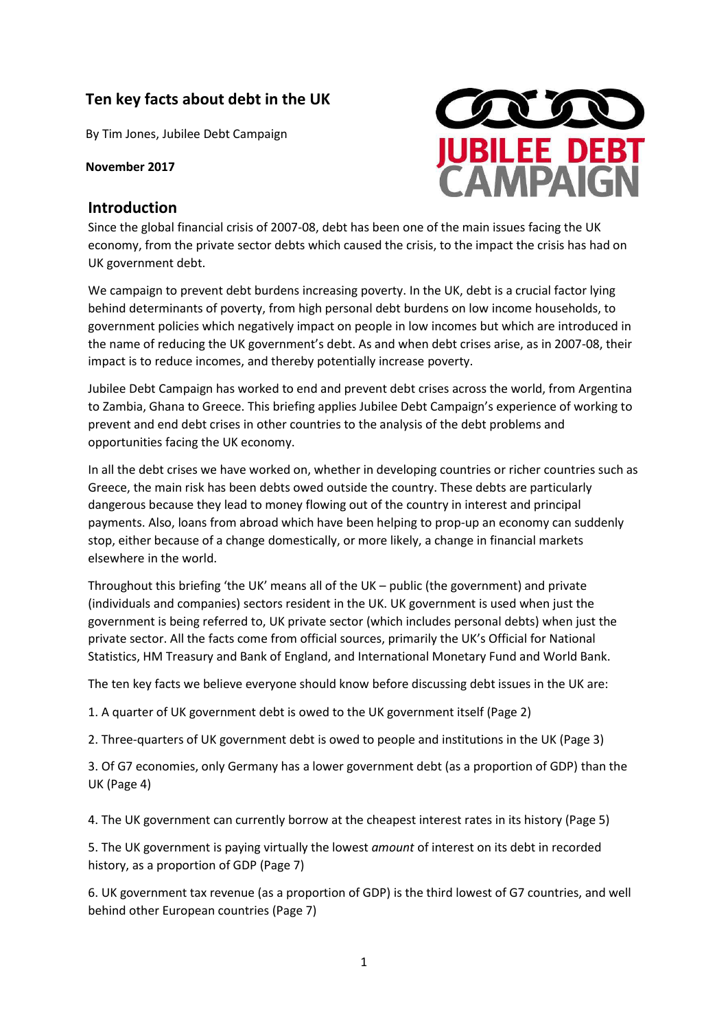# Ten key facts about debt in the UK

By Tim Jones, Jubilee Debt Campaign

**November 2017**

JUBILEE DEBT CAMPAIGN

## Introduction

Since the global financial crisis of 2007-08, debt has been one of the main issues facing the UK economy, from the private sector debts which caused the crisis, to the impact the crisis has had on UK government debt.

We campaign to prevent debt burdens increasing poverty. In the UK, debt is a crucial factor lying behind determinants of poverty, from high personal debt burdens on low income households, to government policies which negatively impact on people in low incomes but which are introduced in the name of reducing the UK government's debt. As and when debt crises arise, as in 2007-08, their impact is to reduce incomes, and thereby potentially increase poverty.

Jubilee Debt Campaign has worked to end and prevent debt crises across the world, from Argentina to Zambia, Ghana to Greece. This briefing applies Jubilee Debt Campaign's experience of working to prevent and end debt crises in other countries to the analysis of the debt problems and opportunities facing the UK economy.

In all the debt crises we have worked on, whether in developing countries or richer countries such as Greece, the main risk has been debts owed outside the country. These debts are particularly dangerous because they lead to money flowing out of the country in interest and principal payments. Also, loans from abroad which have been helping to prop-up an economy can suddenly stop, either because of a change domestically, or more likely, a change in financial markets elsewhere in the world.

Throughout this briefing 'the UK' means all of the UK – public (the government) and private (individuals and companies) sectors resident in the UK. UK government is used when just the government is being referred to, UK private sector (which includes personal debts) when just the private sector. All the facts come from official sources, primarily the UK's Official for National Statistics, HM Treasury and Bank of England, and International Monetary Fund and World Bank.

The ten key facts we believe everyone should know before discussing debt issues in the UK are:

1. A quarter of UK government debt is owed to the UK government itself (Page 2)

2. Three-quarters of UK government debt is owed to people and institutions in the UK (Page 3)

3. Of G7 economies, only Germany has a lower government debt (as a proportion of GDP) than the UK (Page 4)

4. The UK government can currently borrow at the cheapest interest rates in its history (Page 5)

5. The UK government is paying virtually the lowest *amount* of interest on its debt in recorded history, as a proportion of GDP (Page 7)

6. UK government tax revenue (as a proportion of GDP) is the third lowest of G7 countries, and well behind other European countries (Page 7)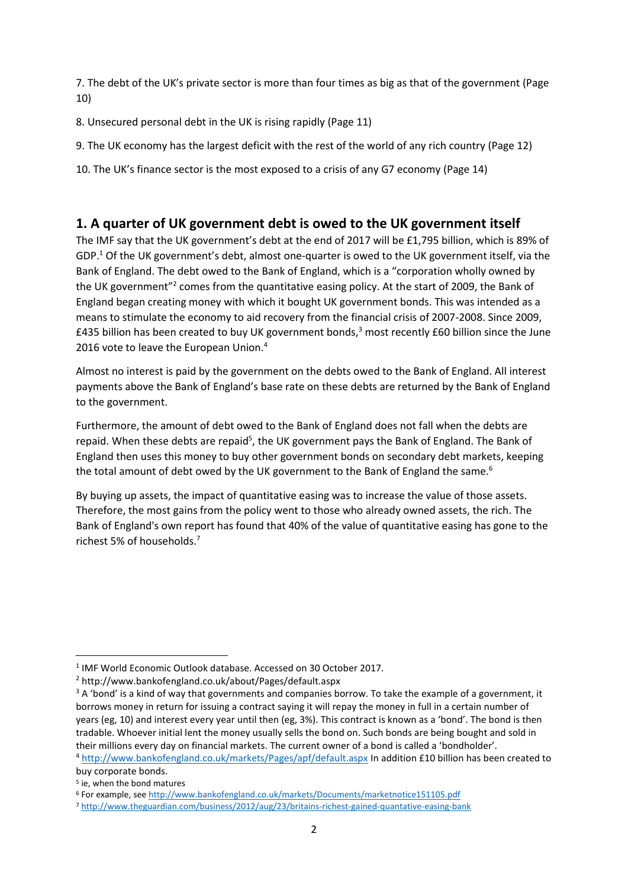7. The debt of the UK's private sector is more than four times as big as that of the government (Page 10)

8. Unsecured personal debt in the UK is rising rapidly (Page 11)

9. The UK economy has the largest deficit with the rest of the world of any rich country (Page 12)

10. The UK's finance sector is the most exposed to a crisis of any G7 economy (Page 14)

## 1. A quarter of UK government debt is owed to the UK government itself

The IMF say that the UK government's debt at the end of 2017 will be £1,795 billion, which is 89% of GDP.[1] Of the UK government's debt, almost one-quarter is owed to the UK government itself, via the Bank of England. The debt owed to the Bank of England, which is a "corporation wholly owned by the UK government"[2] comes from the quantitative easing policy. At the start of 2009, the Bank of England began creating money with which it bought UK government bonds. This was intended as a means to stimulate the economy to aid recovery from the financial crisis of 2007-2008. Since 2009, £435 billion has been created to buy UK government bonds,[3] most recently £60 billion since the June 2016 vote to leave the European Union.[4]

Almost no interest is paid by the government on the debts owed to the Bank of England. All interest payments above the Bank of England's base rate on these debts are returned by the Bank of England to the government.

Furthermore, the amount of debt owed to the Bank of England does not fall when the debts are repaid. When these debts are repaid[5], the UK government pays the Bank of England. The Bank of England then uses this money to buy other government bonds on secondary debt markets, keeping the total amount of debt owed by the UK government to the Bank of England the same.[6]

By buying up assets, the impact of quantitative easing was to increase the value of those assets. Therefore, the most gains from the policy went to those who already owned assets, the rich. The Bank of England's own report has found that 40% of the value of quantitative easing has gone to the richest 5% of households.[7]

---

[1] IMF World Economic Outlook database. Accessed on 30 October 2017.

[2] http://www.bankofengland.co.uk/about/Pages/default.aspx

[3] A 'bond' is a kind of way that governments and companies borrow. To take the example of a government, it borrows money in return for issuing a contract saying it will repay the money in full in a certain number of years (eg, 10) and interest every year until then (eg, 3%). This contract is known as a 'bond'. The bond is then tradable. Whoever initial lent the money usually sells the bond on. Such bonds are being bought and sold in their millions every day on financial markets. The current owner of a bond is called a 'bondholder'.

[4] http://www.bankofengland.co.uk/markets/Pages/apf/default.aspx In addition £10 billion has been created to buy corporate bonds.

[5] ie, when the bond matures

[6] For example, see http://www.bankofengland.co.uk/markets/Documents/marketnotice151105.pdf

[7] http://www.theguardian.com/business/2012/aug/23/britains-richest-gained-quantative-easing-bank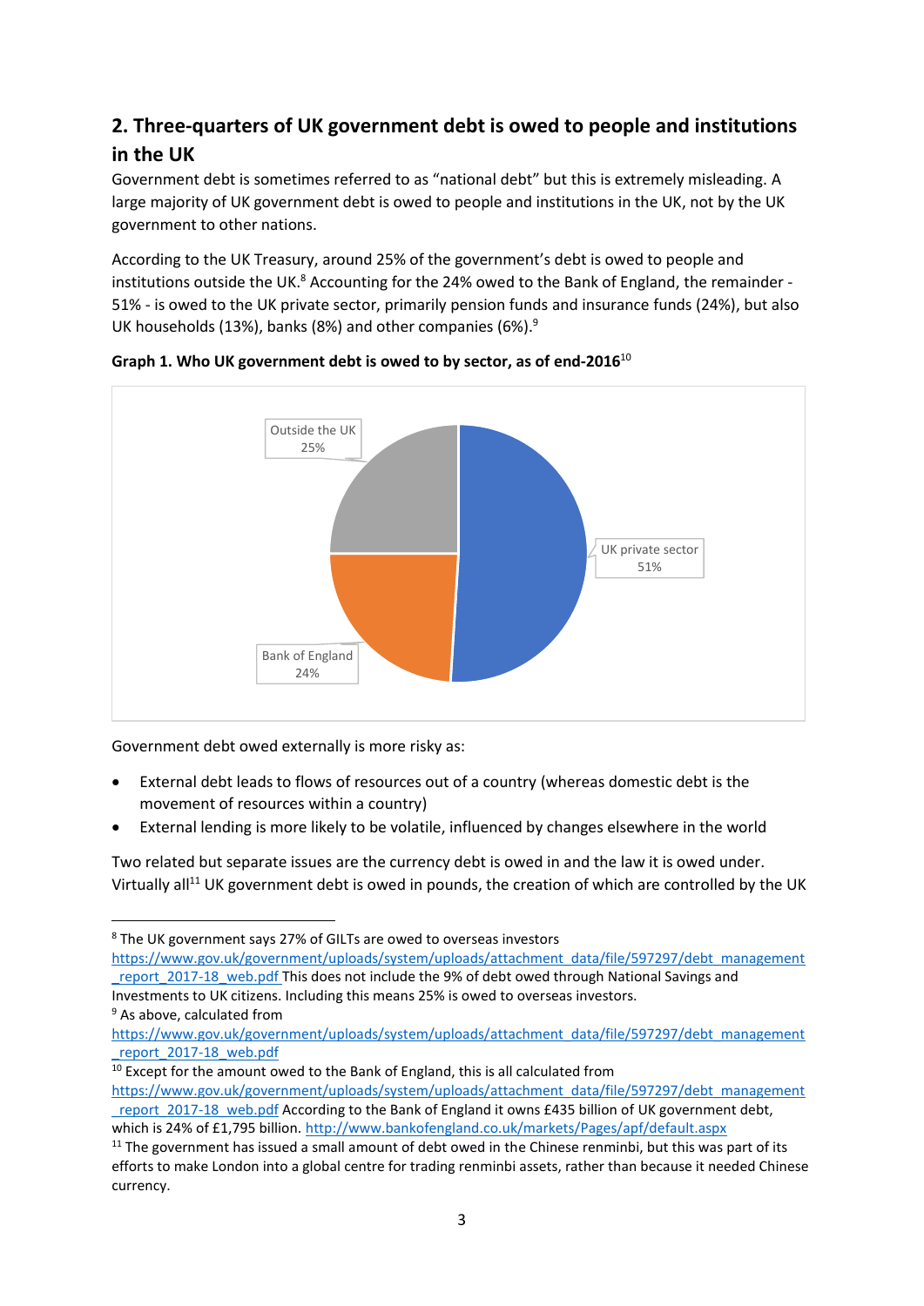## 2. Three-quarters of UK government debt is owed to people and institutions in the UK

Government debt is sometimes referred to as "national debt" but this is extremely misleading. A large majority of UK government debt is owed to people and institutions in the UK, not by the UK government to other nations.

According to the UK Treasury, around 25% of the government's debt is owed to people and institutions outside the UK.[8] Accounting for the 24% owed to the Bank of England, the remainder - 51% - is owed to the UK private sector, primarily pension funds and insurance funds (24%), but also UK households (13%), banks (8%) and other companies (6%).[9]

**Graph 1. Who UK government debt is owed to by sector, as of end-2016**[10]

| Sector | Share |
|---|---|
| UK private sector | 51% |
| Outside the UK | 25% |
| Bank of England | 24% |

Government debt owed externally is more risky as:

- External debt leads to flows of resources out of a country (whereas domestic debt is the movement of resources within a country)
- External lending is more likely to be volatile, influenced by changes elsewhere in the world

Two related but separate issues are the currency debt is owed in and the law it is owed under. Virtually all[11] UK government debt is owed in pounds, the creation of which are controlled by the UK

---

[8] The UK government says 27% of GILTs are owed to overseas investors https://www.gov.uk/government/uploads/system/uploads/attachment_data/file/597297/debt_management_report_2017-18_web.pdf This does not include the 9% of debt owed through National Savings and Investments to UK citizens. Including this means 25% is owed to overseas investors.

[9] As above, calculated from https://www.gov.uk/government/uploads/system/uploads/attachment_data/file/597297/debt_management_report_2017-18_web.pdf

[10] Except for the amount owed to the Bank of England, this is all calculated from https://www.gov.uk/government/uploads/system/uploads/attachment_data/file/597297/debt_management_report_2017-18_web.pdf According to the Bank of England it owns £435 billion of UK government debt, which is 24% of £1,795 billion. http://www.bankofengland.co.uk/markets/Pages/apf/default.aspx

[11] The government has issued a small amount of debt owed in the Chinese renminbi, but this was part of its efforts to make London into a global centre for trading renminbi assets, rather than because it needed Chinese currency.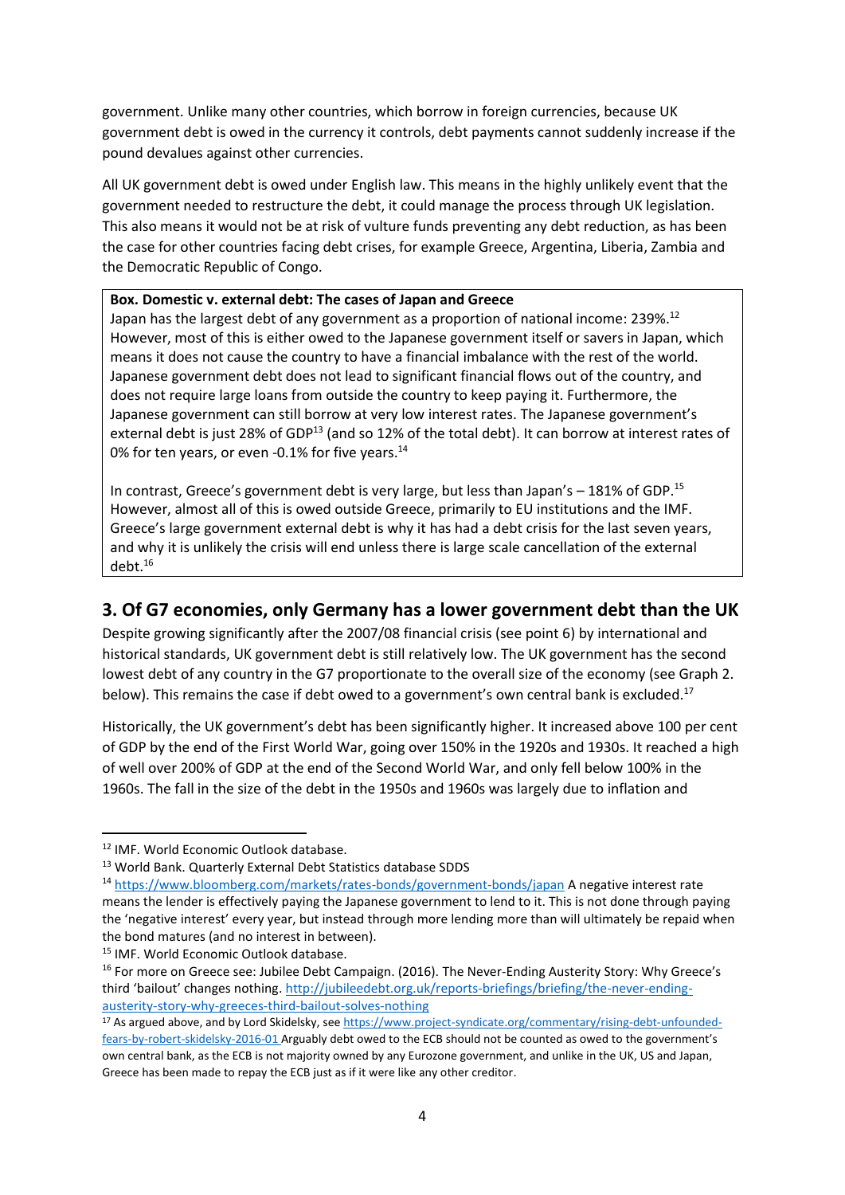government. Unlike many other countries, which borrow in foreign currencies, because UK government debt is owed in the currency it controls, debt payments cannot suddenly increase if the pound devalues against other currencies.

All UK government debt is owed under English law. This means in the highly unlikely event that the government needed to restructure the debt, it could manage the process through UK legislation. This also means it would not be at risk of vulture funds preventing any debt reduction, as has been the case for other countries facing debt crises, for example Greece, Argentina, Liberia, Zambia and the Democratic Republic of Congo.

> **Box. Domestic v. external debt: The cases of Japan and Greece**
>
> Japan has the largest debt of any government as a proportion of national income: 239%.[12] However, most of this is either owed to the Japanese government itself or savers in Japan, which means it does not cause the country to have a financial imbalance with the rest of the world. Japanese government debt does not lead to significant financial flows out of the country, and does not require large loans from outside the country to keep paying it. Furthermore, the Japanese government can still borrow at very low interest rates. The Japanese government's external debt is just 28% of GDP[13] (and so 12% of the total debt). It can borrow at interest rates of 0% for ten years, or even -0.1% for five years.[14]
>
> In contrast, Greece's government debt is very large, but less than Japan's – 181% of GDP.[15] However, almost all of this is owed outside Greece, primarily to EU institutions and the IMF. Greece's large government external debt is why it has had a debt crisis for the last seven years, and why it is unlikely the crisis will end unless there is large scale cancellation of the external debt.[16]

## 3. Of G7 economies, only Germany has a lower government debt than the UK

Despite growing significantly after the 2007/08 financial crisis (see point 6) by international and historical standards, UK government debt is still relatively low. The UK government has the second lowest debt of any country in the G7 proportionate to the overall size of the economy (see Graph 2. below). This remains the case if debt owed to a government's own central bank is excluded.[17]

Historically, the UK government's debt has been significantly higher. It increased above 100 per cent of GDP by the end of the First World War, going over 150% in the 1920s and 1930s. It reached a high of well over 200% of GDP at the end of the Second World War, and only fell below 100% in the 1960s. The fall in the size of the debt in the 1950s and 1960s was largely due to inflation and

---

[12] IMF. World Economic Outlook database.

[13] World Bank. Quarterly External Debt Statistics database SDDS

[14] https://www.bloomberg.com/markets/rates-bonds/government-bonds/japan A negative interest rate means the lender is effectively paying the Japanese government to lend to it. This is not done through paying the 'negative interest' every year, but instead through more lending more than will ultimately be repaid when the bond matures (and no interest in between).

[15] IMF. World Economic Outlook database.

[16] For more on Greece see: Jubilee Debt Campaign. (2016). The Never-Ending Austerity Story: Why Greece's third 'bailout' changes nothing. http://jubileedebt.org.uk/reports-briefings/briefing/the-never-ending-austerity-story-why-greeces-third-bailout-solves-nothing

[17] As argued above, and by Lord Skidelsky, see https://www.project-syndicate.org/commentary/rising-debt-unfounded-fears-by-robert-skidelsky-2016-01 Arguably debt owed to the ECB should not be counted as owed to the government's own central bank, as the ECB is not majority owned by any Eurozone government, and unlike in the UK, US and Japan, Greece has been made to repay the ECB just as if it were like any other creditor.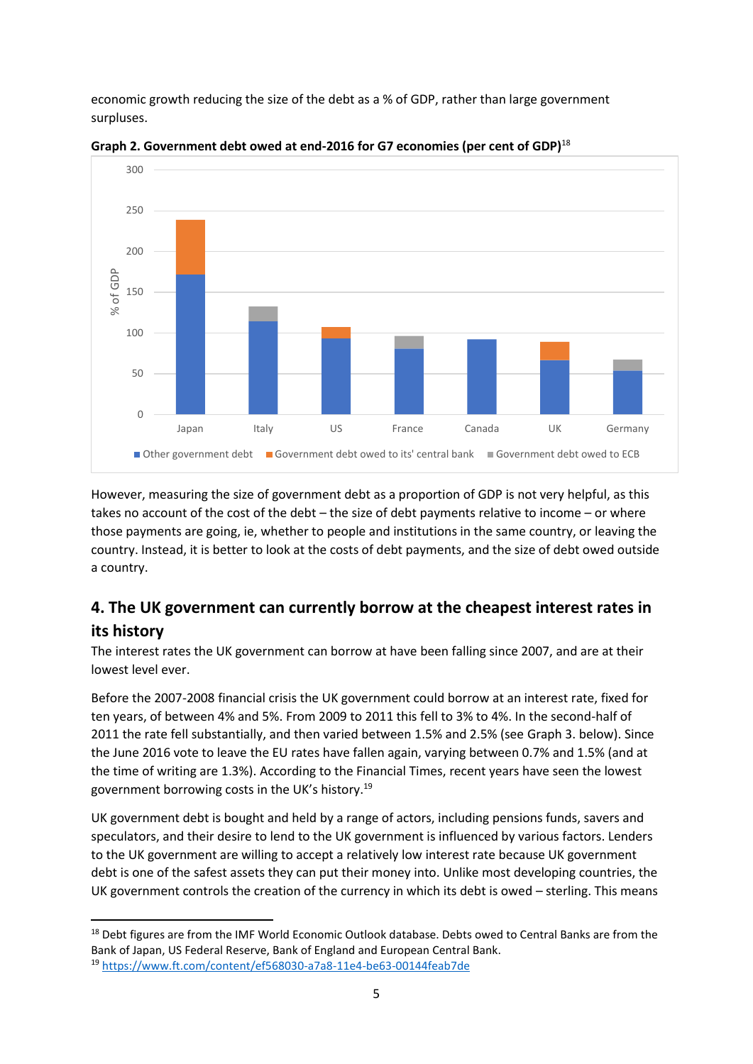economic growth reducing the size of the debt as a % of GDP, rather than large government surpluses.

**Graph 2. Government debt owed at end-2016 for G7 economies (per cent of GDP)**[18]

However, measuring the size of government debt as a proportion of GDP is not very helpful, as this takes no account of the cost of the debt – the size of debt payments relative to income – or where those payments are going, ie, whether to people and institutions in the same country, or leaving the country. Instead, it is better to look at the costs of debt payments, and the size of debt owed outside a country.

## 4. The UK government can currently borrow at the cheapest interest rates in its history

The interest rates the UK government can borrow at have been falling since 2007, and are at their lowest level ever.

Before the 2007-2008 financial crisis the UK government could borrow at an interest rate, fixed for ten years, of between 4% and 5%. From 2009 to 2011 this fell to 3% to 4%. In the second-half of 2011 the rate fell substantially, and then varied between 1.5% and 2.5% (see Graph 3. below). Since the June 2016 vote to leave the EU rates have fallen again, varying between 0.7% and 1.5% (and at the time of writing are 1.3%). According to the Financial Times, recent years have seen the lowest government borrowing costs in the UK's history.[19]

UK government debt is bought and held by a range of actors, including pensions funds, savers and speculators, and their desire to lend to the UK government is influenced by various factors. Lenders to the UK government are willing to accept a relatively low interest rate because UK government debt is one of the safest assets they can put their money into. Unlike most developing countries, the UK government controls the creation of the currency in which its debt is owed – sterling. This means

[18] Debt figures are from the IMF World Economic Outlook database. Debts owed to Central Banks are from the Bank of Japan, US Federal Reserve, Bank of England and European Central Bank.

[19] https://www.ft.com/content/ef568030-a7a8-11e4-be63-00144feab7de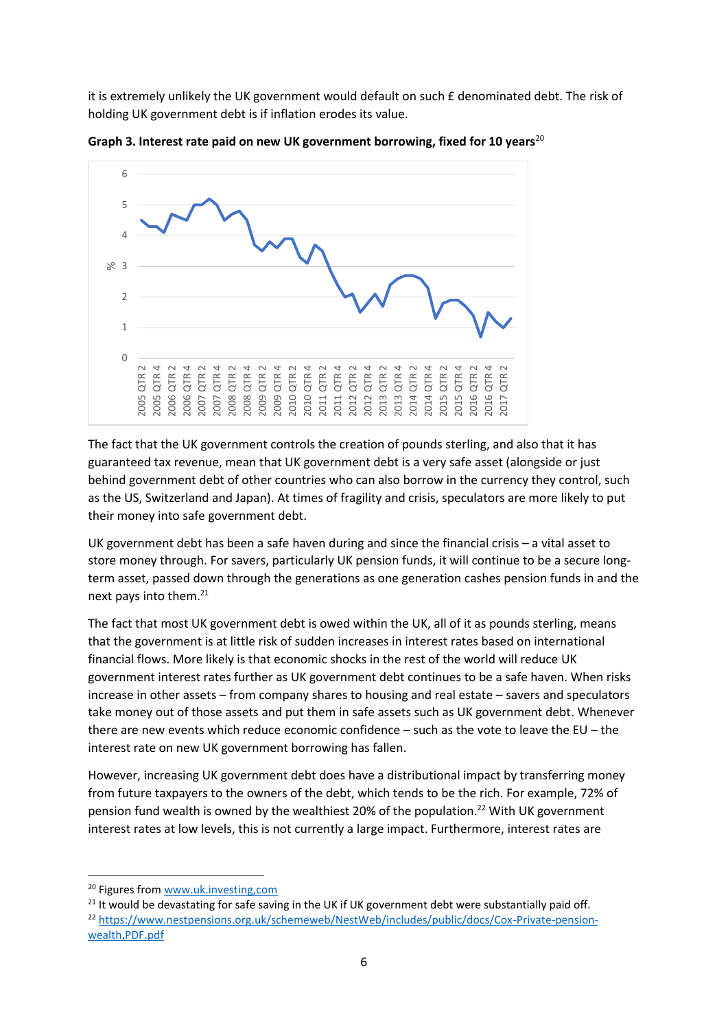it is extremely unlikely the UK government would default on such £ denominated debt. The risk of holding UK government debt is if inflation erodes its value.

**Graph 3. Interest rate paid on new UK government borrowing, fixed for 10 years**[20]

The fact that the UK government controls the creation of pounds sterling, and also that it has guaranteed tax revenue, mean that UK government debt is a very safe asset (alongside or just behind government debt of other countries who can also borrow in the currency they control, such as the US, Switzerland and Japan). At times of fragility and crisis, speculators are more likely to put their money into safe government debt.

UK government debt has been a safe haven during and since the financial crisis – a vital asset to store money through. For savers, particularly UK pension funds, it will continue to be a secure long-term asset, passed down through the generations as one generation cashes pension funds in and the next pays into them.[21]

The fact that most UK government debt is owed within the UK, all of it as pounds sterling, means that the government is at little risk of sudden increases in interest rates based on international financial flows. More likely is that economic shocks in the rest of the world will reduce UK government interest rates further as UK government debt continues to be a safe haven. When risks increase in other assets – from company shares to housing and real estate – savers and speculators take money out of those assets and put them in safe assets such as UK government debt. Whenever there are new events which reduce economic confidence – such as the vote to leave the EU – the interest rate on new UK government borrowing has fallen.

However, increasing UK government debt does have a distributional impact by transferring money from future taxpayers to the owners of the debt, which tends to be the rich. For example, 72% of pension fund wealth is owned by the wealthiest 20% of the population.[22] With UK government interest rates at low levels, this is not currently a large impact. Furthermore, interest rates are

---

[20] Figures from www.uk.investing,com

[21] It would be devastating for safe saving in the UK if UK government debt were substantially paid off.

[22] https://www.nestpensions.org.uk/schemeweb/NestWeb/includes/public/docs/Cox-Private-pension-wealth,PDF.pdf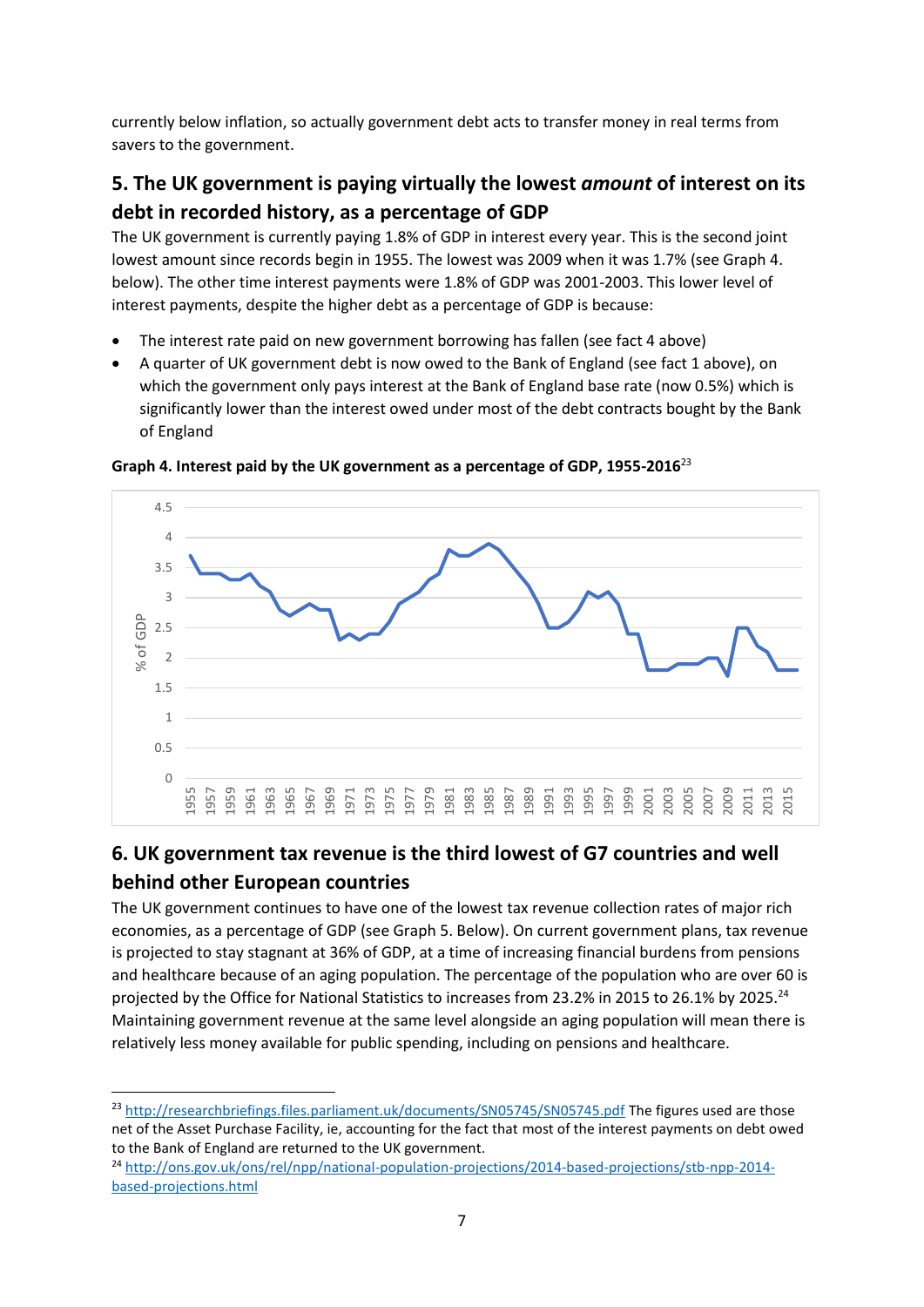currently below inflation, so actually government debt acts to transfer money in real terms from savers to the government.

## 5. The UK government is paying virtually the lowest *amount* of interest on its debt in recorded history, as a percentage of GDP

The UK government is currently paying 1.8% of GDP in interest every year. This is the second joint lowest amount since records begin in 1955. The lowest was 2009 when it was 1.7% (see Graph 4. below). The other time interest payments were 1.8% of GDP was 2001-2003. This lower level of interest payments, despite the higher debt as a percentage of GDP is because:

- The interest rate paid on new government borrowing has fallen (see fact 4 above)
- A quarter of UK government debt is now owed to the Bank of England (see fact 1 above), on which the government only pays interest at the Bank of England base rate (now 0.5%) which is significantly lower than the interest owed under most of the debt contracts bought by the Bank of England

**Graph 4. Interest paid by the UK government as a percentage of GDP, 1955-2016**[23]

## 6. UK government tax revenue is the third lowest of G7 countries and well behind other European countries

The UK government continues to have one of the lowest tax revenue collection rates of major rich economies, as a percentage of GDP (see Graph 5. Below). On current government plans, tax revenue is projected to stay stagnant at 36% of GDP, at a time of increasing financial burdens from pensions and healthcare because of an aging population. The percentage of the population who are over 60 is projected by the Office for National Statistics to increases from 23.2% in 2015 to 26.1% by 2025.[24] Maintaining government revenue at the same level alongside an aging population will mean there is relatively less money available for public spending, including on pensions and healthcare.

---

[23] http://researchbriefings.files.parliament.uk/documents/SN05745/SN05745.pdf The figures used are those net of the Asset Purchase Facility, ie, accounting for the fact that most of the interest payments on debt owed to the Bank of England are returned to the UK government.

[24] http://ons.gov.uk/ons/rel/npp/national-population-projections/2014-based-projections/stb-npp-2014-based-projections.html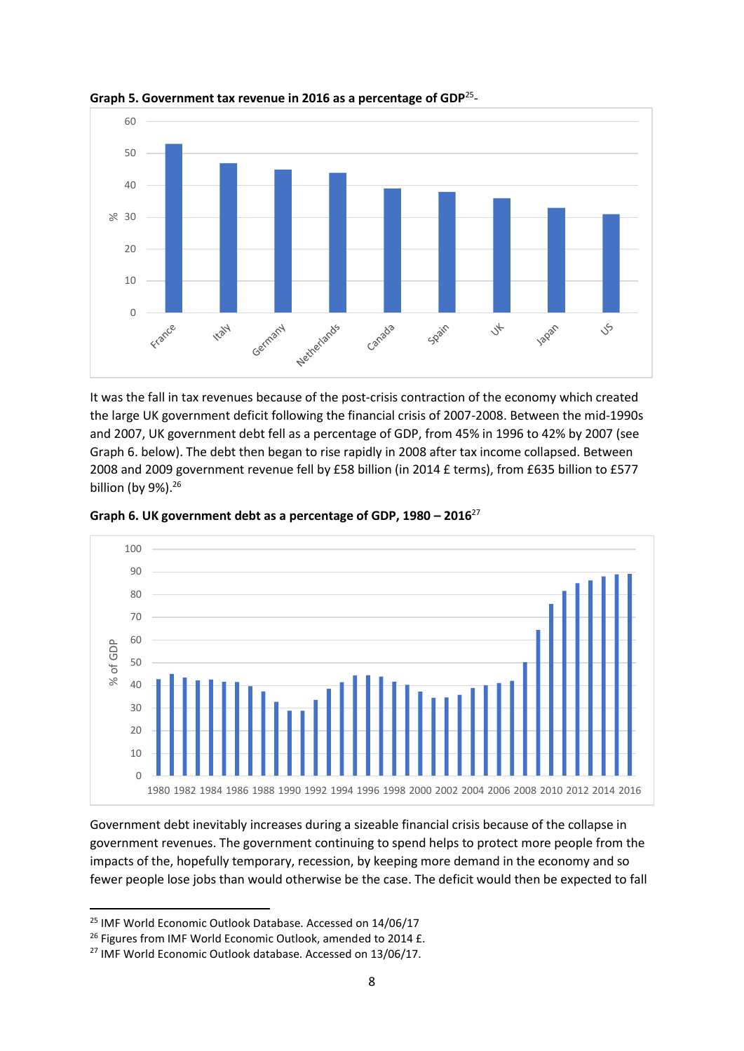**Graph 5. Government tax revenue in 2016 as a percentage of GDP**[25]-

It was the fall in tax revenues because of the post-crisis contraction of the economy which created the large UK government deficit following the financial crisis of 2007-2008. Between the mid-1990s and 2007, UK government debt fell as a percentage of GDP, from 45% in 1996 to 42% by 2007 (see Graph 6. below). The debt then began to rise rapidly in 2008 after tax income collapsed. Between 2008 and 2009 government revenue fell by £58 billion (in 2014 £ terms), from £635 billion to £577 billion (by 9%).[26]

**Graph 6. UK government debt as a percentage of GDP, 1980 – 2016**[27]

Government debt inevitably increases during a sizeable financial crisis because of the collapse in government revenues. The government continuing to spend helps to protect more people from the impacts of the, hopefully temporary, recession, by keeping more demand in the economy and so fewer people lose jobs than would otherwise be the case. The deficit would then be expected to fall

---

[25] IMF World Economic Outlook Database. Accessed on 14/06/17

[26] Figures from IMF World Economic Outlook, amended to 2014 £.

[27] IMF World Economic Outlook database. Accessed on 13/06/17.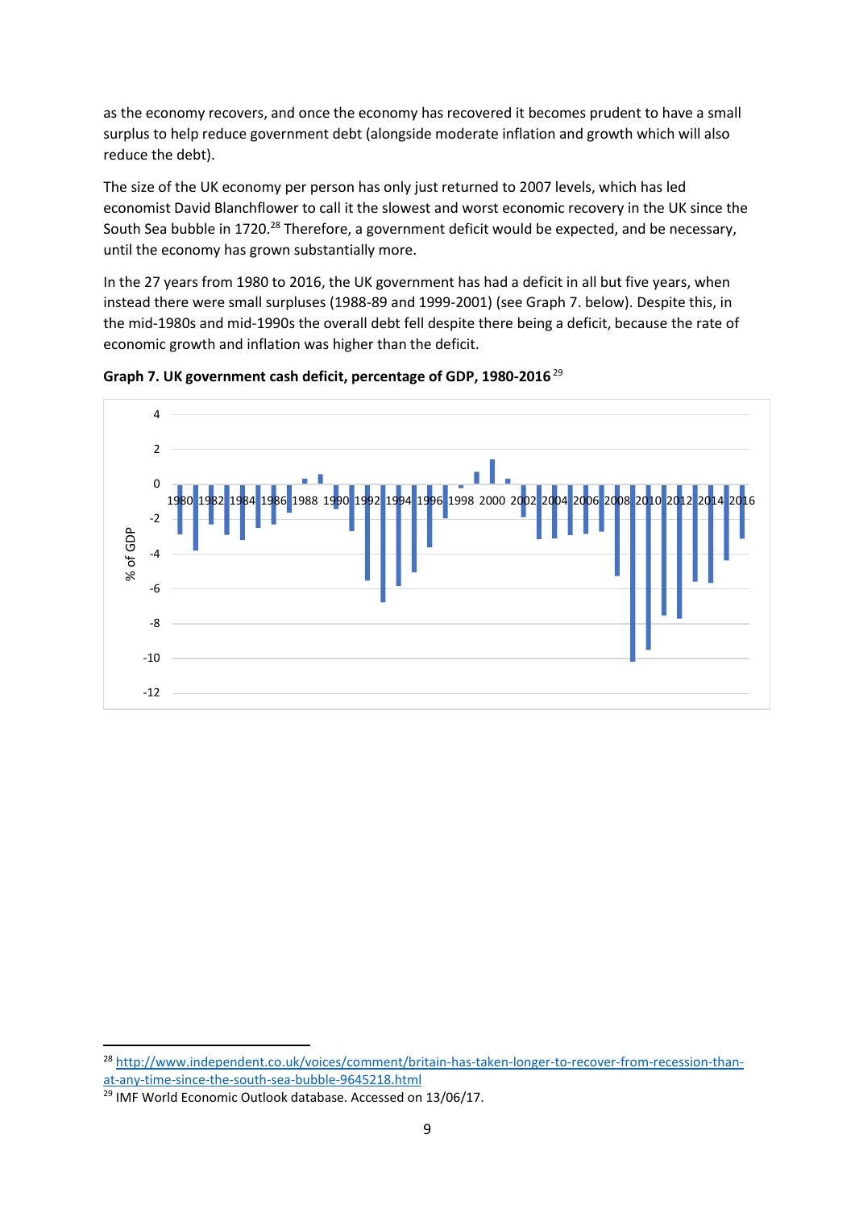as the economy recovers, and once the economy has recovered it becomes prudent to have a small surplus to help reduce government debt (alongside moderate inflation and growth which will also reduce the debt).

The size of the UK economy per person has only just returned to 2007 levels, which has led economist David Blanchflower to call it the slowest and worst economic recovery in the UK since the South Sea bubble in 1720.[28] Therefore, a government deficit would be expected, and be necessary, until the economy has grown substantially more.

In the 27 years from 1980 to 2016, the UK government has had a deficit in all but five years, when instead there were small surpluses (1988-89 and 1999-2001) (see Graph 7. below). Despite this, in the mid-1980s and mid-1990s the overall debt fell despite there being a deficit, because the rate of economic growth and inflation was higher than the deficit.

**Graph 7. UK government cash deficit, percentage of GDP, 1980-2016**[29]

[28] http://www.independent.co.uk/voices/comment/britain-has-taken-longer-to-recover-from-recession-than-at-any-time-since-the-south-sea-bubble-9645218.html

[29] IMF World Economic Outlook database. Accessed on 13/06/17.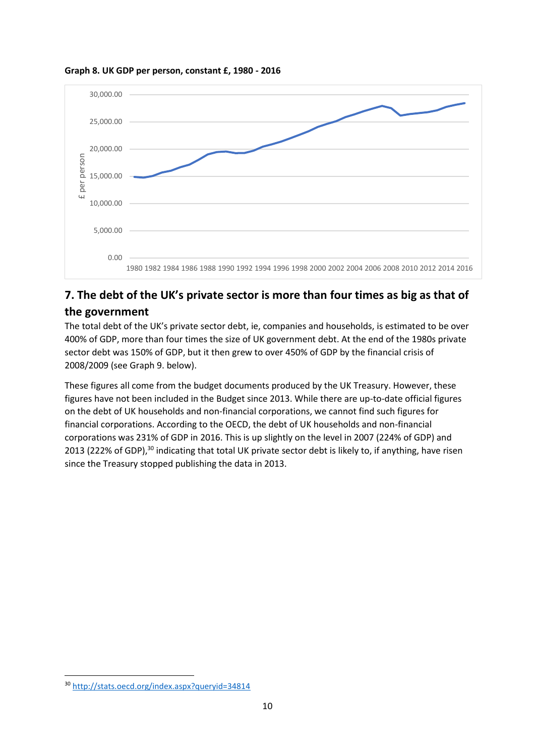**Graph 8. UK GDP per person, constant £, 1980 - 2016**

## 7. The debt of the UK's private sector is more than four times as big as that of the government

The total debt of the UK's private sector debt, ie, companies and households, is estimated to be over 400% of GDP, more than four times the size of UK government debt. At the end of the 1980s private sector debt was 150% of GDP, but it then grew to over 450% of GDP by the financial crisis of 2008/2009 (see Graph 9. below).

These figures all come from the budget documents produced by the UK Treasury. However, these figures have not been included in the Budget since 2013. While there are up-to-date official figures on the debt of UK households and non-financial corporations, we cannot find such figures for financial corporations. According to the OECD, the debt of UK households and non-financial corporations was 231% of GDP in 2016. This is up slightly on the level in 2007 (224% of GDP) and 2013 (222% of GDP),[30] indicating that total UK private sector debt is likely to, if anything, have risen since the Treasury stopped publishing the data in 2013.

[30] http://stats.oecd.org/index.aspx?queryid=34814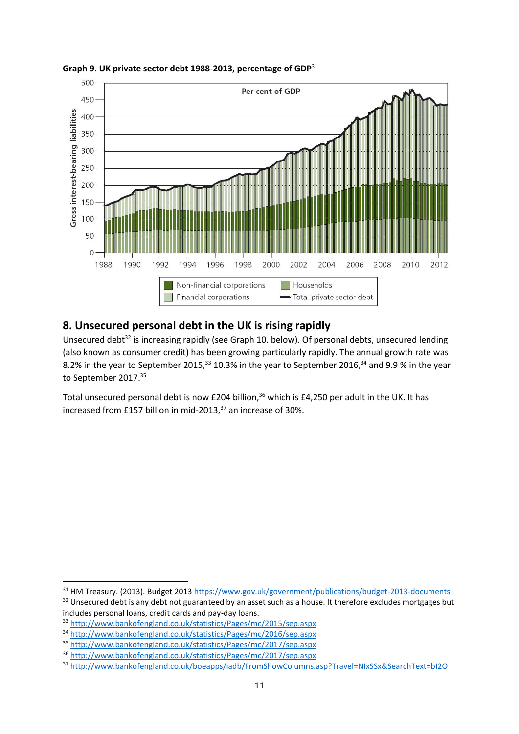**Graph 9. UK private sector debt 1988-2013, percentage of GDP**[31]

## 8. Unsecured personal debt in the UK is rising rapidly

Unsecured debt[32] is increasing rapidly (see Graph 10. below). Of personal debts, unsecured lending (also known as consumer credit) has been growing particularly rapidly. The annual growth rate was 8.2% in the year to September 2015,[33] 10.3% in the year to September 2016,[34] and 9.9 % in the year to September 2017.[35]

Total unsecured personal debt is now £204 billion,[36] which is £4,250 per adult in the UK. It has increased from £157 billion in mid-2013,[37] an increase of 30%.

---

[31] HM Treasury. (2013). Budget 2013 https://www.gov.uk/government/publications/budget-2013-documents

[32] Unsecured debt is any debt not guaranteed by an asset such as a house. It therefore excludes mortgages but includes personal loans, credit cards and pay-day loans.

[33] http://www.bankofengland.co.uk/statistics/Pages/mc/2015/sep.aspx

[34] http://www.bankofengland.co.uk/statistics/Pages/mc/2016/sep.aspx

[35] http://www.bankofengland.co.uk/statistics/Pages/mc/2017/sep.aspx

[36] http://www.bankofengland.co.uk/statistics/Pages/mc/2017/sep.aspx

[37] http://www.bankofengland.co.uk/boeapps/iadb/FromShowColumns.asp?Travel=NIxSSx&SearchText=bI2O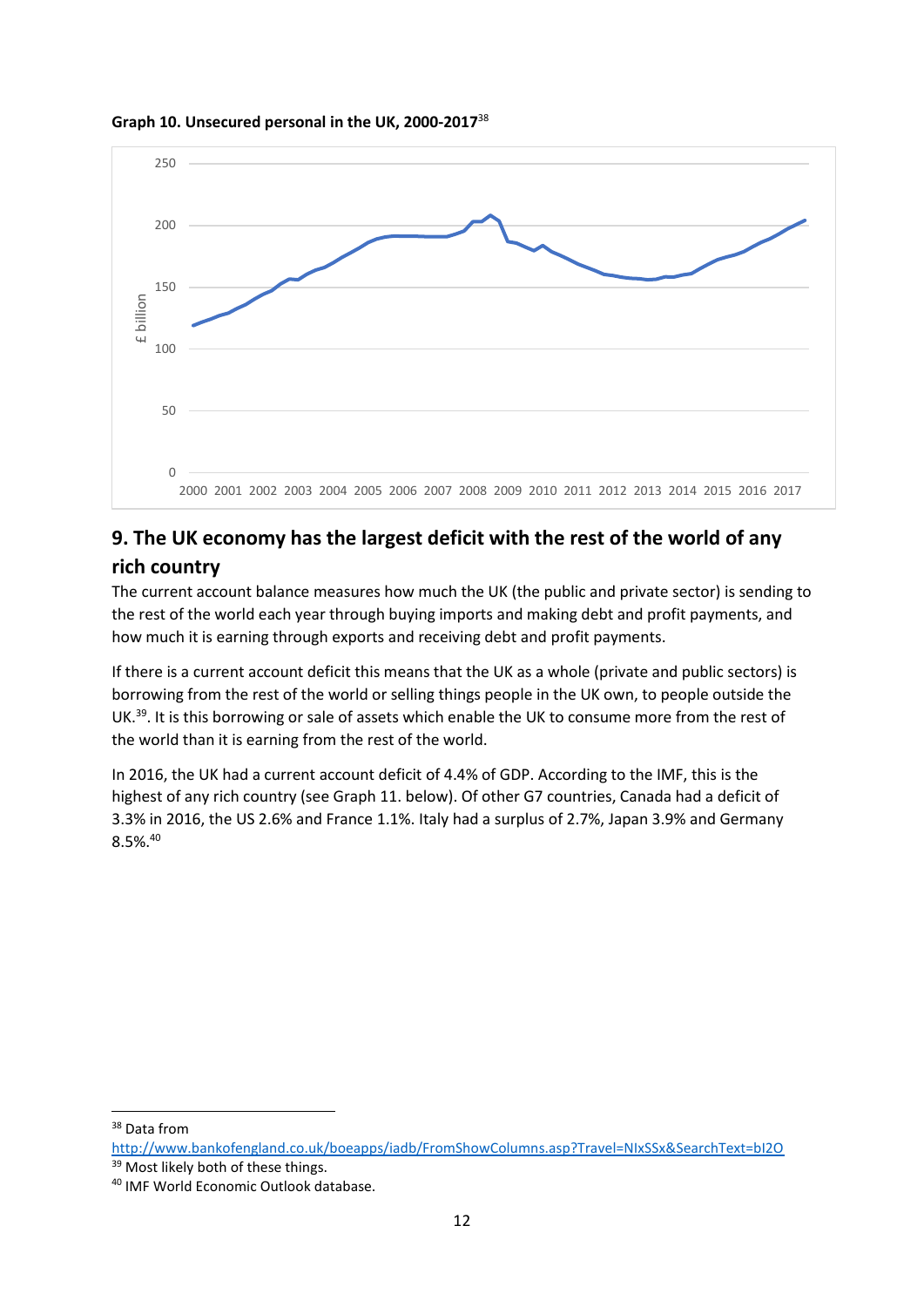**Graph 10. Unsecured personal in the UK, 2000-2017**[38]

## 9. The UK economy has the largest deficit with the rest of the world of any rich country

The current account balance measures how much the UK (the public and private sector) is sending to the rest of the world each year through buying imports and making debt and profit payments, and how much it is earning through exports and receiving debt and profit payments.

If there is a current account deficit this means that the UK as a whole (private and public sectors) is borrowing from the rest of the world or selling things people in the UK own, to people outside the UK.[39]. It is this borrowing or sale of assets which enable the UK to consume more from the rest of the world than it is earning from the rest of the world.

In 2016, the UK had a current account deficit of 4.4% of GDP. According to the IMF, this is the highest of any rich country (see Graph 11. below). Of other G7 countries, Canada had a deficit of 3.3% in 2016, the US 2.6% and France 1.1%. Italy had a surplus of 2.7%, Japan 3.9% and Germany 8.5%.[40]

---

[38] Data from http://www.bankofengland.co.uk/boeapps/iadb/FromShowColumns.asp?Travel=NIxSSx&SearchText=bI2O

[39] Most likely both of these things.

[40] IMF World Economic Outlook database.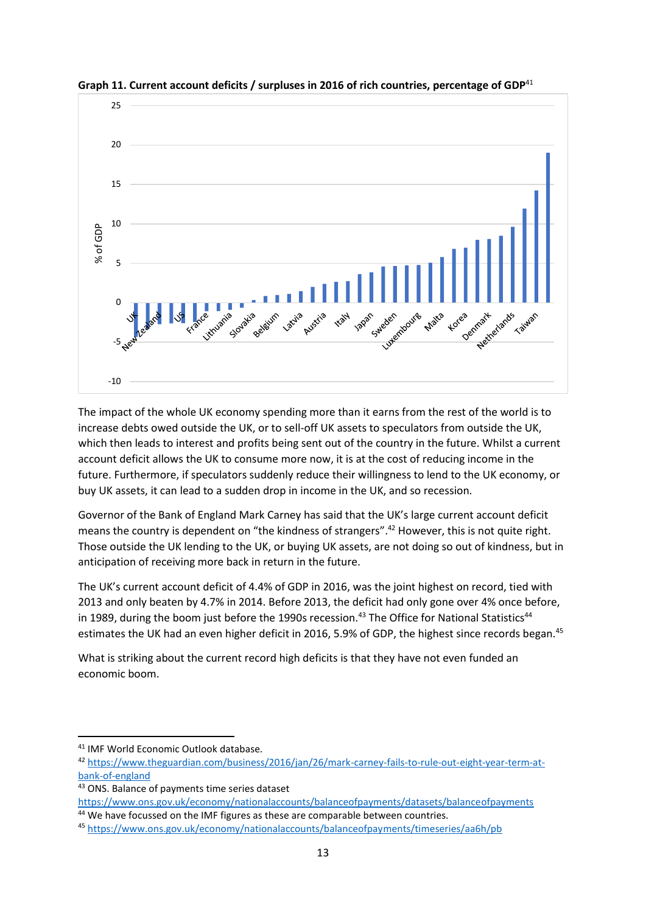**Graph 11. Current account deficits / surpluses in 2016 of rich countries, percentage of GDP**[41]

The impact of the whole UK economy spending more than it earns from the rest of the world is to increase debts owed outside the UK, or to sell-off UK assets to speculators from outside the UK, which then leads to interest and profits being sent out of the country in the future. Whilst a current account deficit allows the UK to consume more now, it is at the cost of reducing income in the future. Furthermore, if speculators suddenly reduce their willingness to lend to the UK economy, or buy UK assets, it can lead to a sudden drop in income in the UK, and so recession.

Governor of the Bank of England Mark Carney has said that the UK's large current account deficit means the country is dependent on "the kindness of strangers".[42] However, this is not quite right. Those outside the UK lending to the UK, or buying UK assets, are not doing so out of kindness, but in anticipation of receiving more back in return in the future.

The UK's current account deficit of 4.4% of GDP in 2016, was the joint highest on record, tied with 2013 and only beaten by 4.7% in 2014. Before 2013, the deficit had only gone over 4% once before, in 1989, during the boom just before the 1990s recession.[43] The Office for National Statistics[44] estimates the UK had an even higher deficit in 2016, 5.9% of GDP, the highest since records began.[45]

What is striking about the current record high deficits is that they have not even funded an economic boom.

---

[41] IMF World Economic Outlook database.

[42] https://www.theguardian.com/business/2016/jan/26/mark-carney-fails-to-rule-out-eight-year-term-at-bank-of-england

[43] ONS. Balance of payments time series dataset https://www.ons.gov.uk/economy/nationalaccounts/balanceofpayments/datasets/balanceofpayments

[44] We have focussed on the IMF figures as these are comparable between countries.

[45] https://www.ons.gov.uk/economy/nationalaccounts/balanceofpayments/timeseries/aa6h/pb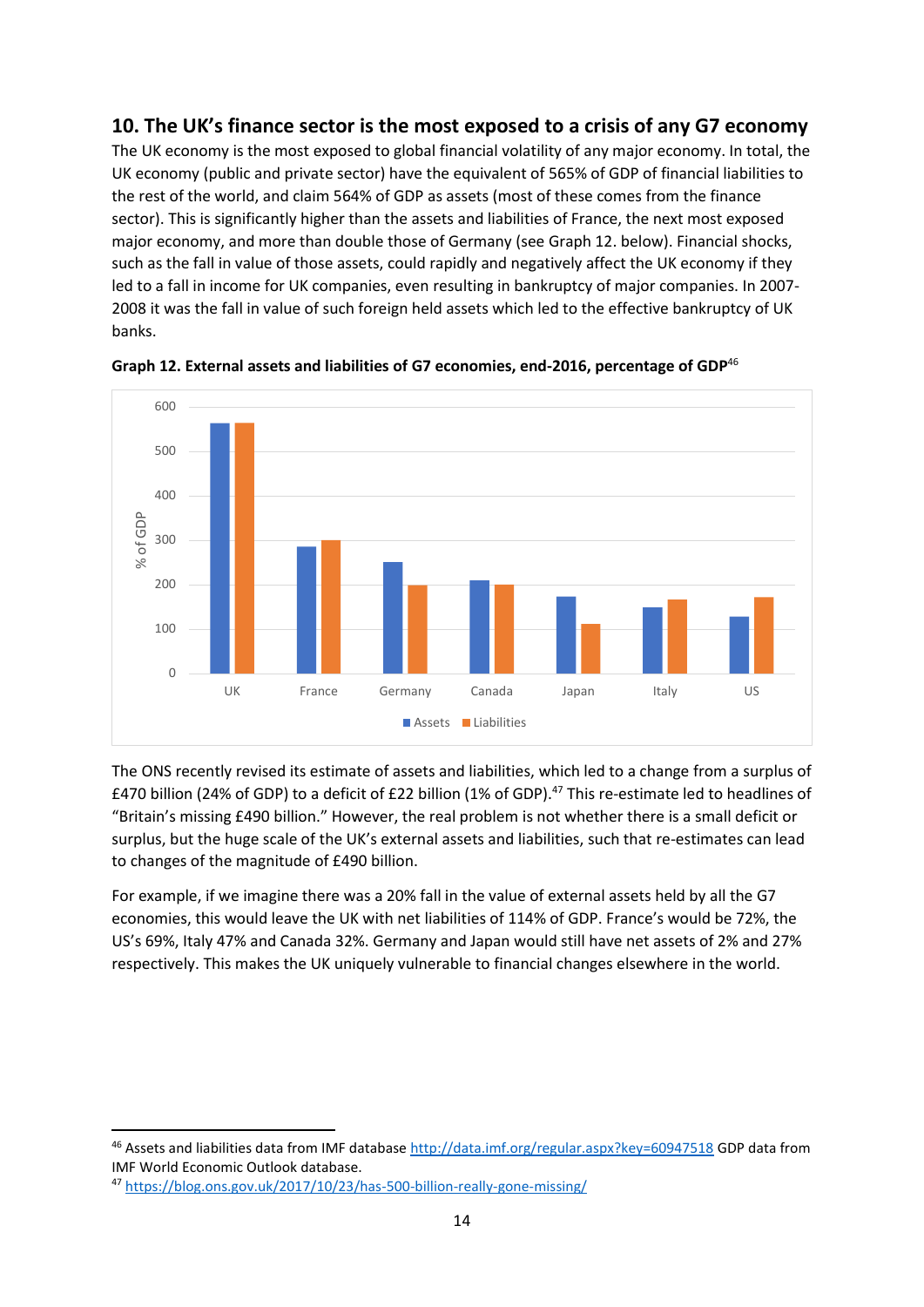## 10. The UK's finance sector is the most exposed to a crisis of any G7 economy

The UK economy is the most exposed to global financial volatility of any major economy. In total, the UK economy (public and private sector) have the equivalent of 565% of GDP of financial liabilities to the rest of the world, and claim 564% of GDP as assets (most of these comes from the finance sector). This is significantly higher than the assets and liabilities of France, the next most exposed major economy, and more than double those of Germany (see Graph 12. below). Financial shocks, such as the fall in value of those assets, could rapidly and negatively affect the UK economy if they led to a fall in income for UK companies, even resulting in bankruptcy of major companies. In 2007-2008 it was the fall in value of such foreign held assets which led to the effective bankruptcy of UK banks.

**Graph 12. External assets and liabilities of G7 economies, end-2016, percentage of GDP**[46]

600
500
400
300
200
100
0
% of GDP
UK
France
Germany
Canada
Japan
Italy
US
Assets
Liabilities

The ONS recently revised its estimate of assets and liabilities, which led to a change from a surplus of £470 billion (24% of GDP) to a deficit of £22 billion (1% of GDP).[47] This re-estimate led to headlines of "Britain's missing £490 billion." However, the real problem is not whether there is a small deficit or surplus, but the huge scale of the UK's external assets and liabilities, such that re-estimates can lead to changes of the magnitude of £490 billion.

For example, if we imagine there was a 20% fall in the value of external assets held by all the G7 economies, this would leave the UK with net liabilities of 114% of GDP. France's would be 72%, the US's 69%, Italy 47% and Canada 32%. Germany and Japan would still have net assets of 2% and 27% respectively. This makes the UK uniquely vulnerable to financial changes elsewhere in the world.

---

[46] Assets and liabilities data from IMF database http://data.imf.org/regular.aspx?key=60947518 GDP data from IMF World Economic Outlook database.

[47] https://blog.ons.gov.uk/2017/10/23/has-500-billion-really-gone-missing/